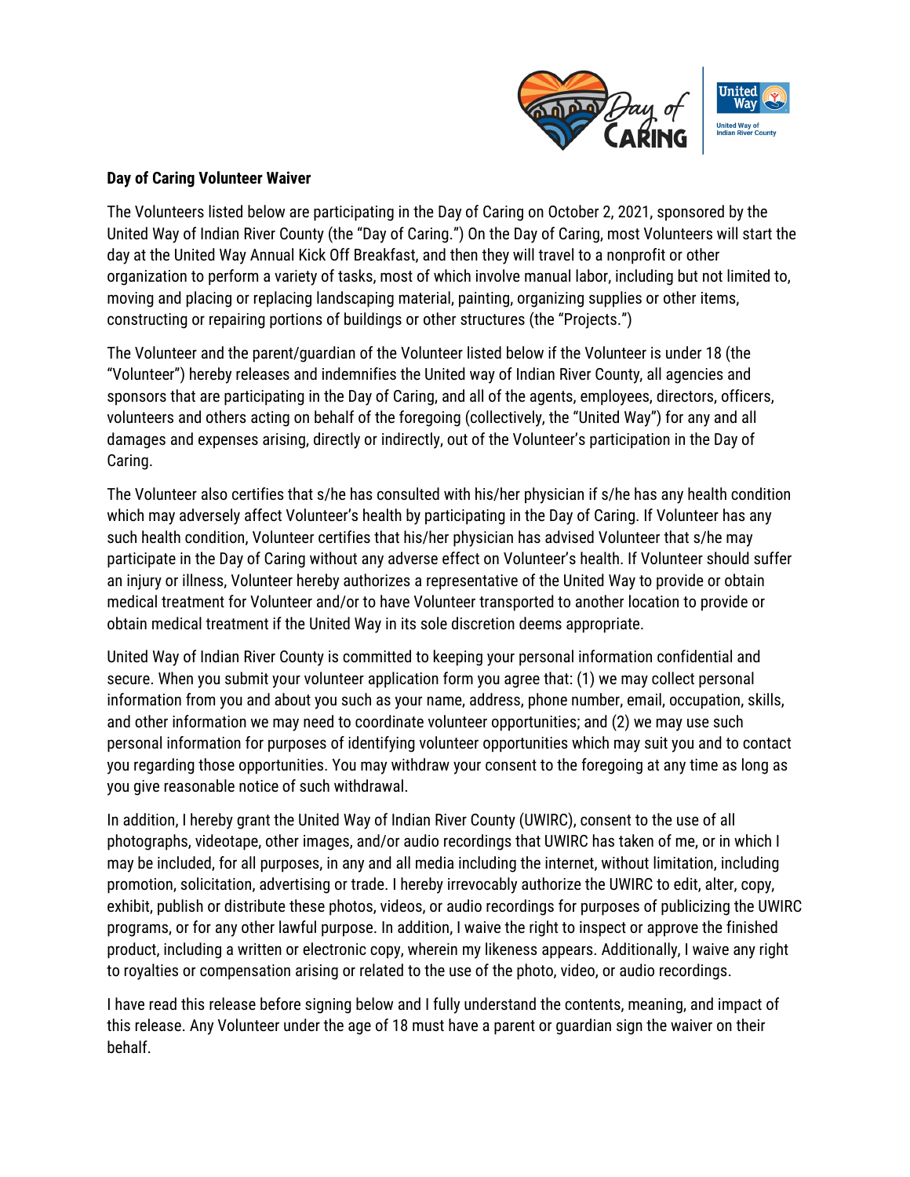**Day of Caring Volunteer Waiver**

The Volunteers listed below are participating in the Day of Caring on October 2, 2021, sponsored by the United Way of Indian River County (the "Day of Caring.") On the Day of Caring, most Volunteers will start the day at the United Way Annual Kick Off Breakfast, and then they will travel to a nonprofit or other organization to perform a variety of tasks, most of which involve manual labor, including but not limited to, moving and placing or replacing landscaping material, painting, organizing supplies or other items, constructing or repairing portions of buildings or other structures (the "Projects.")

The Volunteer and the parent/guardian of the Volunteer listed below if the Volunteer is under 18 (the "Volunteer") hereby releases and indemnifies the United way of Indian River County, all agencies and sponsors that are participating in the Day of Caring, and all of the agents, employees, directors, officers, volunteers and others acting on behalf of the foregoing (collectively, the "United Way") for any and all damages and expenses arising, directly or indirectly, out of the Volunteer's participation in the Day of Caring.

The Volunteer also certifies that s/he has consulted with his/her physician if s/he has any health condition which may adversely affect Volunteer's health by participating in the Day of Caring. If Volunteer has any such health condition, Volunteer certifies that his/her physician has advised Volunteer that s/he may participate in the Day of Caring without any adverse effect on Volunteer's health. If Volunteer should suffer an injury or illness, Volunteer hereby authorizes a representative of the United Way to provide or obtain medical treatment for Volunteer and/or to have Volunteer transported to another location to provide or obtain medical treatment if the United Way in its sole discretion deems appropriate.

United Way of Indian River County is committed to keeping your personal information confidential and secure. When you submit your volunteer application form you agree that: (1) we may collect personal information from you and about you such as your name, address, phone number, email, occupation, skills, and other information we may need to coordinate volunteer opportunities; and (2) we may use such personal information for purposes of identifying volunteer opportunities which may suit you and to contact you regarding those opportunities. You may withdraw your consent to the foregoing at any time as long as you give reasonable notice of such withdrawal.

In addition, I hereby grant the United Way of Indian River County (UWIRC), consent to the use of all photographs, videotape, other images, and/or audio recordings that UWIRC has taken of me, or in which I may be included, for all purposes, in any and all media including the internet, without limitation, including promotion, solicitation, advertising or trade. I hereby irrevocably authorize the UWIRC to edit, alter, copy, exhibit, publish or distribute these photos, videos, or audio recordings for purposes of publicizing the UWIRC programs, or for any other lawful purpose. In addition, I waive the right to inspect or approve the finished product, including a written or electronic copy, wherein my likeness appears. Additionally, I waive any right to royalties or compensation arising or related to the use of the photo, video, or audio recordings.

I have read this release before signing below and I fully understand the contents, meaning, and impact of this release. Any Volunteer under the age of 18 must have a parent or guardian sign the waiver on their behalf.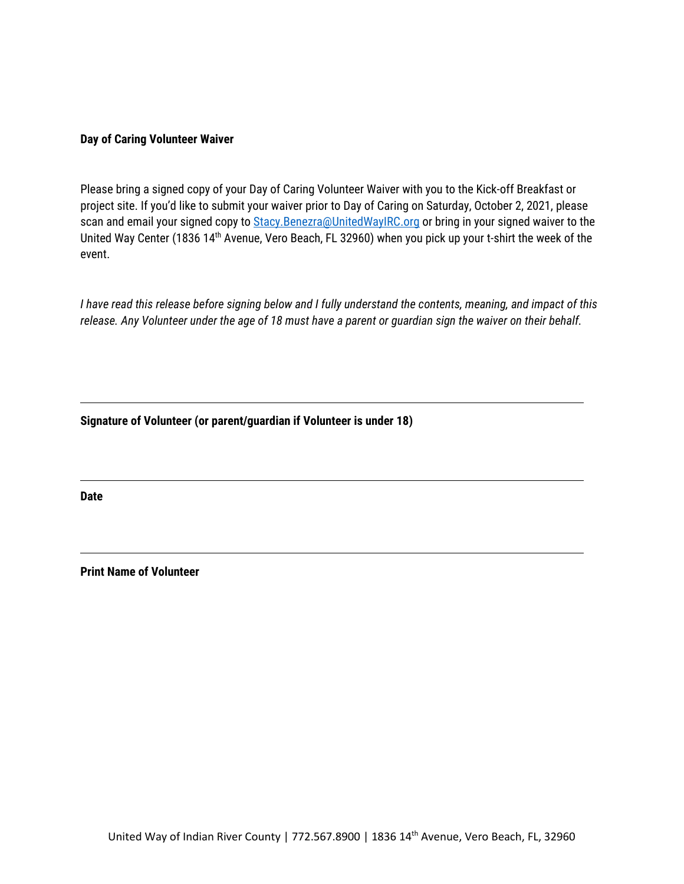**Day of Caring Volunteer Waiver**

Please bring a signed copy of your Day of Caring Volunteer Waiver with you to the Kick-off Breakfast or project site. If you'd like to submit your waiver prior to Day of Caring on Saturday, October 2, 2021, please scan and email your signed copy to Stacy.Benezra@UnitedWayIRC.org or bring in your signed waiver to the United Way Center (1836 14th Avenue, Vero Beach, FL 32960) when you pick up your t-shirt the week of the event.

*I have read this release before signing below and I fully understand the contents, meaning, and impact of this release. Any Volunteer under the age of 18 must have a parent or guardian sign the waiver on their behalf.*

---

**Signature of Volunteer (or parent/guardian if Volunteer is under 18)**

---

**Date**

---

**Print Name of Volunteer**

United Way of Indian River County | 772.567.8900 | 1836 14th Avenue, Vero Beach, FL, 32960